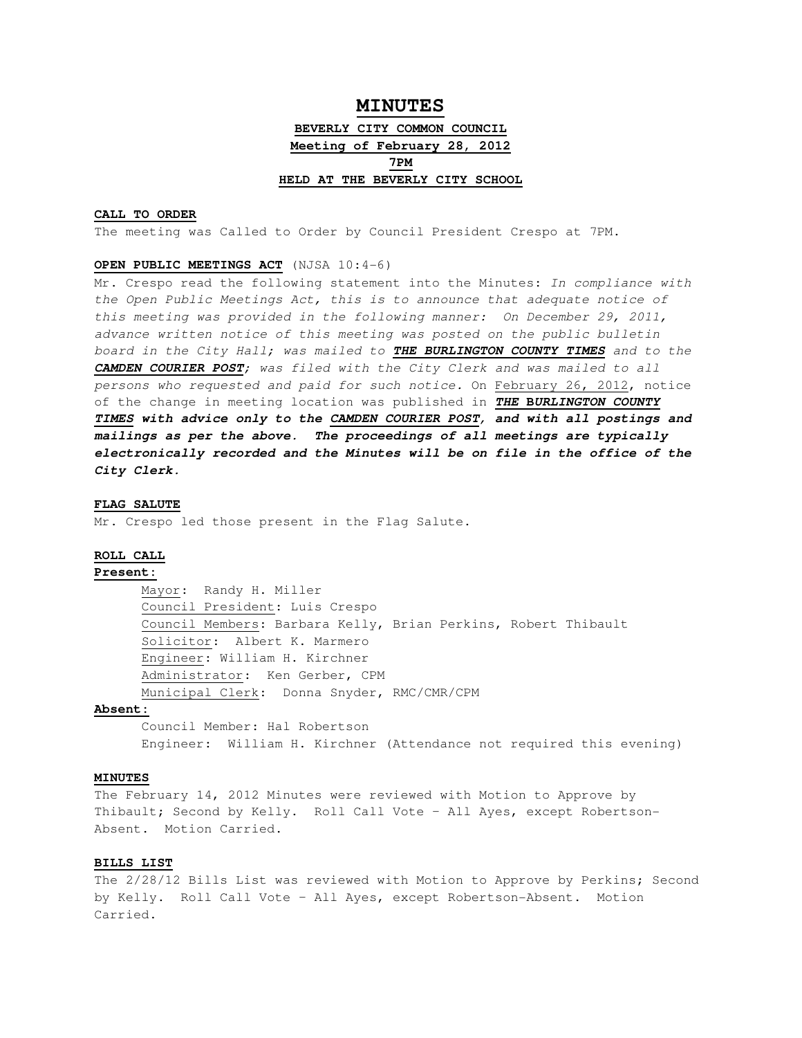# MINUTES

**BEVERLY CITY COMMON COUNCIL**
**Meeting of February 28, 2012**
**7PM**
**HELD AT THE BEVERLY CITY SCHOOL**

**CALL TO ORDER**

The meeting was Called to Order by Council President Crespo at 7PM.

**OPEN PUBLIC MEETINGS ACT** (NJSA 10:4-6)

Mr. Crespo read the following statement into the Minutes: *In compliance with the Open Public Meetings Act, this is to announce that adequate notice of this meeting was provided in the following manner: On December 29, 2011, advance written notice of this meeting was posted on the public bulletin board in the City Hall; was mailed to **THE BURLINGTON COUNTY TIMES** and to the **CAMDEN COURIER POST**; was filed with the City Clerk and was mailed to all persons who requested and paid for such notice.* On February 26, 2012, notice of the change in meeting location was published in ***THE BURLINGTON COUNTY TIMES* with advice only to the *CAMDEN COURIER POST*, and with all postings and mailings as per the above. The proceedings of all meetings are typically electronically recorded and the Minutes will be on file in the office of the City Clerk.**

**FLAG SALUTE**

Mr. Crespo led those present in the Flag Salute.

**ROLL CALL**

**Present:**

Mayor: Randy H. Miller
Council President: Luis Crespo
Council Members: Barbara Kelly, Brian Perkins, Robert Thibault
Solicitor: Albert K. Marmero
Engineer: William H. Kirchner
Administrator: Ken Gerber, CPM
Municipal Clerk: Donna Snyder, RMC/CMR/CPM

**Absent:**

Council Member: Hal Robertson
Engineer: William H. Kirchner (Attendance not required this evening)

**MINUTES**

The February 14, 2012 Minutes were reviewed with Motion to Approve by Thibault; Second by Kelly. Roll Call Vote – All Ayes, except Robertson-Absent. Motion Carried.

**BILLS LIST**

The 2/28/12 Bills List was reviewed with Motion to Approve by Perkins; Second by Kelly. Roll Call Vote – All Ayes, except Robertson-Absent. Motion Carried.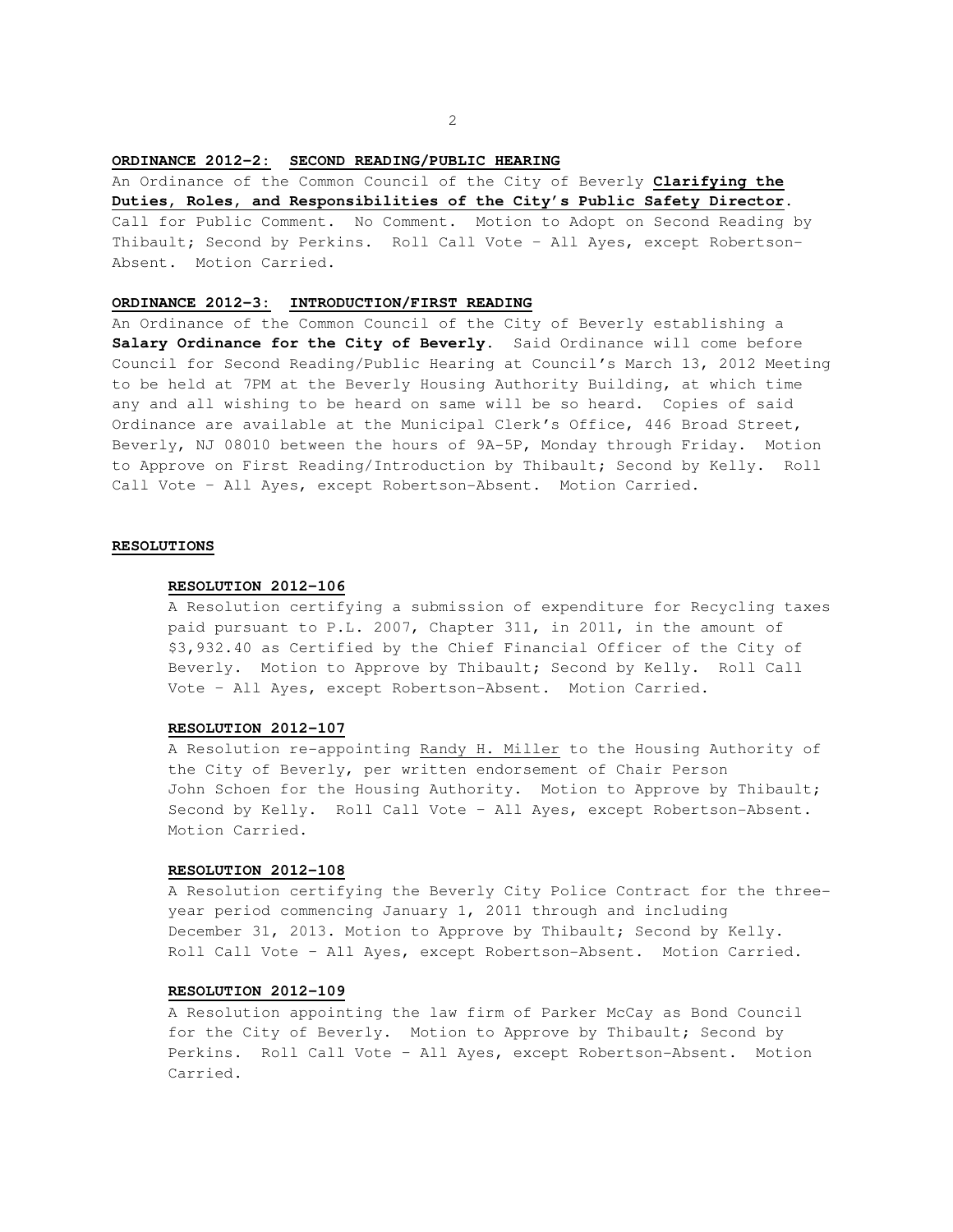**ORDINANCE 2012-2: SECOND READING/PUBLIC HEARING**

An Ordinance of the Common Council of the City of Beverly **Clarifying the Duties, Roles, and Responsibilities of the City's Public Safety Director**. Call for Public Comment. No Comment. Motion to Adopt on Second Reading by Thibault; Second by Perkins. Roll Call Vote – All Ayes, except Robertson-Absent. Motion Carried.

**ORDINANCE 2012-3: INTRODUCTION/FIRST READING**

An Ordinance of the Common Council of the City of Beverly establishing a **Salary Ordinance for the City of Beverly**. Said Ordinance will come before Council for Second Reading/Public Hearing at Council's March 13, 2012 Meeting to be held at 7PM at the Beverly Housing Authority Building, at which time any and all wishing to be heard on same will be so heard. Copies of said Ordinance are available at the Municipal Clerk's Office, 446 Broad Street, Beverly, NJ 08010 between the hours of 9A-5P, Monday through Friday. Motion to Approve on First Reading/Introduction by Thibault; Second by Kelly. Roll Call Vote – All Ayes, except Robertson-Absent. Motion Carried.

**RESOLUTIONS**

**RESOLUTION 2012-106**

A Resolution certifying a submission of expenditure for Recycling taxes paid pursuant to P.L. 2007, Chapter 311, in 2011, in the amount of $3,932.40 as Certified by the Chief Financial Officer of the City of Beverly. Motion to Approve by Thibault; Second by Kelly. Roll Call Vote – All Ayes, except Robertson-Absent. Motion Carried.

**RESOLUTION 2012-107**

A Resolution re-appointing Randy H. Miller to the Housing Authority of the City of Beverly, per written endorsement of Chair Person John Schoen for the Housing Authority. Motion to Approve by Thibault; Second by Kelly. Roll Call Vote – All Ayes, except Robertson-Absent. Motion Carried.

**RESOLUTION 2012-108**

A Resolution certifying the Beverly City Police Contract for the three-year period commencing January 1, 2011 through and including December 31, 2013. Motion to Approve by Thibault; Second by Kelly. Roll Call Vote – All Ayes, except Robertson-Absent. Motion Carried.

**RESOLUTION 2012-109**

A Resolution appointing the law firm of Parker McCay as Bond Council for the City of Beverly. Motion to Approve by Thibault; Second by Perkins. Roll Call Vote – All Ayes, except Robertson-Absent. Motion Carried.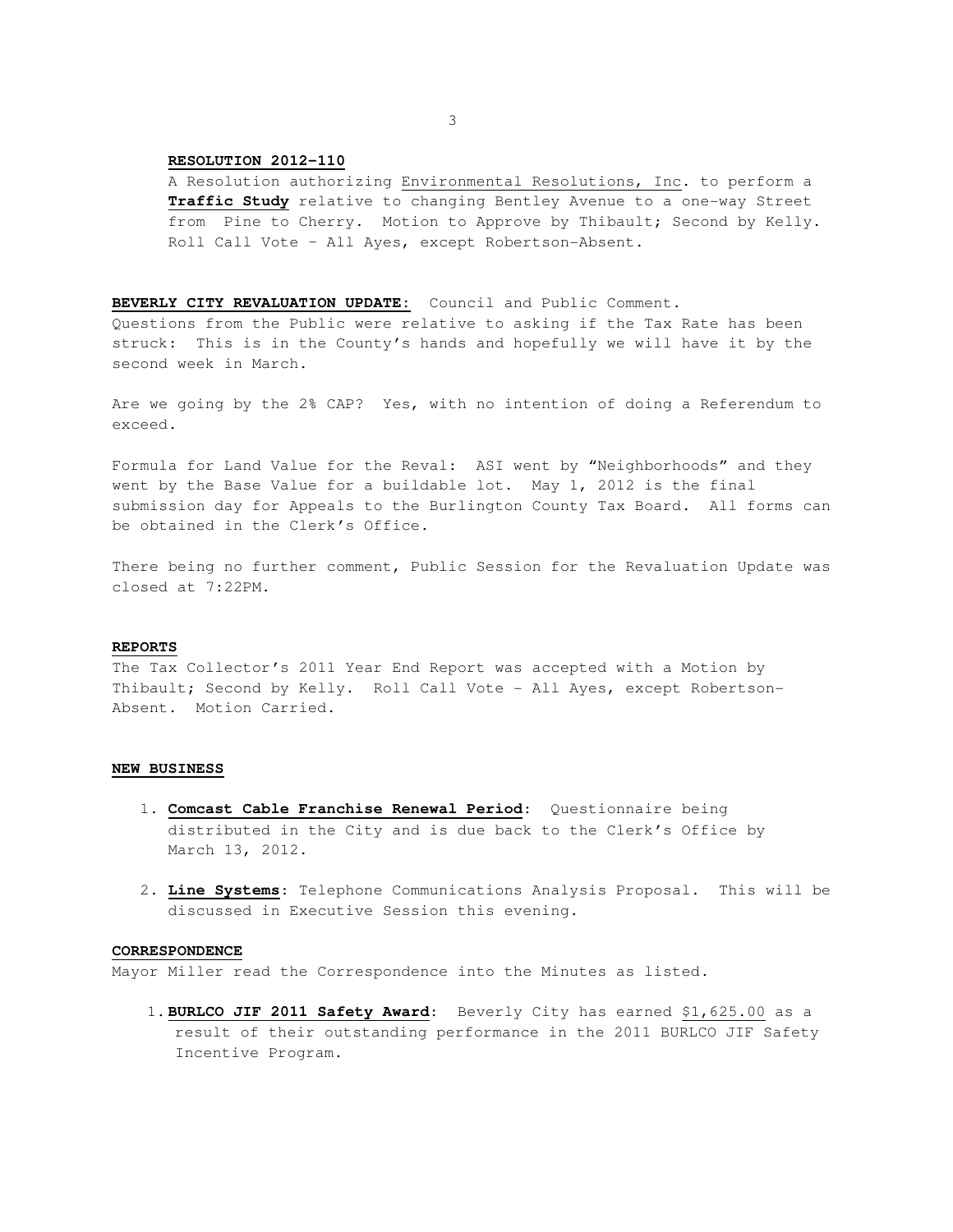**RESOLUTION 2012-110**

A Resolution authorizing Environmental Resolutions, Inc. to perform a **Traffic Study** relative to changing Bentley Avenue to a one-way Street from Pine to Cherry. Motion to Approve by Thibault; Second by Kelly. Roll Call Vote – All Ayes, except Robertson-Absent.

**BEVERLY CITY REVALUATION UPDATE:** Council and Public Comment.

Questions from the Public were relative to asking if the Tax Rate has been struck: This is in the County's hands and hopefully we will have it by the second week in March.

Are we going by the 2% CAP? Yes, with no intention of doing a Referendum to exceed.

Formula for Land Value for the Reval: ASI went by "Neighborhoods" and they went by the Base Value for a buildable lot. May 1, 2012 is the final submission day for Appeals to the Burlington County Tax Board. All forms can be obtained in the Clerk's Office.

There being no further comment, Public Session for the Revaluation Update was closed at 7:22PM.

**REPORTS**

The Tax Collector's 2011 Year End Report was accepted with a Motion by Thibault; Second by Kelly. Roll Call Vote - All Ayes, except Robertson-Absent. Motion Carried.

**NEW BUSINESS**

1. **Comcast Cable Franchise Renewal Period**: Questionnaire being distributed in the City and is due back to the Clerk's Office by March 13, 2012.
2. **Line Systems**: Telephone Communications Analysis Proposal. This will be discussed in Executive Session this evening.

**CORRESPONDENCE**

Mayor Miller read the Correspondence into the Minutes as listed.

1. **BURLCO JIF 2011 Safety Award**: Beverly City has earned $1,625.00 as a result of their outstanding performance in the 2011 BURLCO JIF Safety Incentive Program.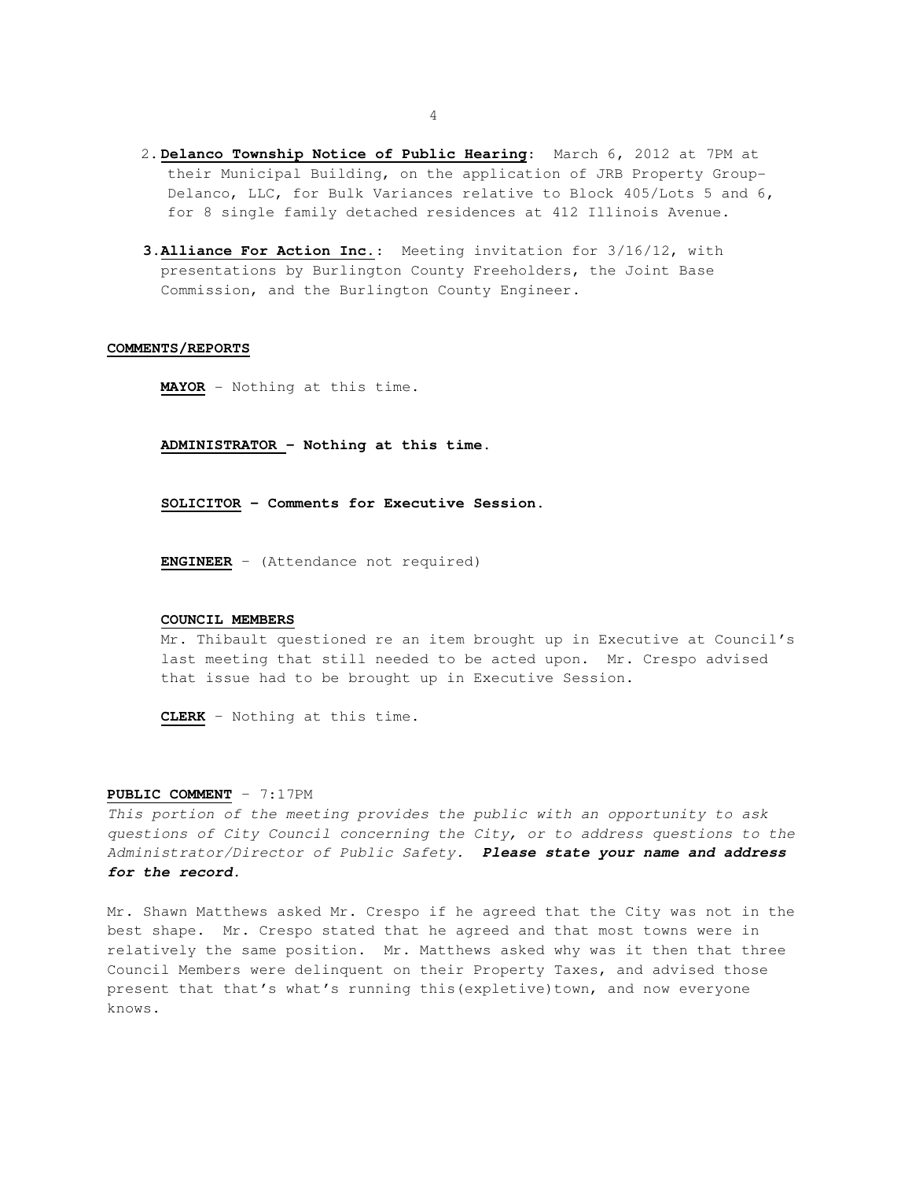2. **Delanco Township Notice of Public Hearing**: March 6, 2012 at 7PM at their Municipal Building, on the application of JRB Property Group-Delanco, LLC, for Bulk Variances relative to Block 405/Lots 5 and 6, for 8 single family detached residences at 412 Illinois Avenue.

3. **Alliance For Action Inc.**: Meeting invitation for 3/16/12, with presentations by Burlington County Freeholders, the Joint Base Commission, and the Burlington County Engineer.

**COMMENTS/REPORTS**

**MAYOR** – Nothing at this time.

**ADMINISTRATOR – Nothing at this time.**

**SOLICITOR – Comments for Executive Session.**

**ENGINEER** – (Attendance not required)

**COUNCIL MEMBERS**

Mr. Thibault questioned re an item brought up in Executive at Council's last meeting that still needed to be acted upon. Mr. Crespo advised that issue had to be brought up in Executive Session.

**CLERK** – Nothing at this time.

**PUBLIC COMMENT** – 7:17PM

*This portion of the meeting provides the public with an opportunity to ask questions of City Council concerning the City, or to address questions to the Administrator/Director of Public Safety.* ***Please state your name and address for the record.***

Mr. Shawn Matthews asked Mr. Crespo if he agreed that the City was not in the best shape. Mr. Crespo stated that he agreed and that most towns were in relatively the same position. Mr. Matthews asked why was it then that three Council Members were delinquent on their Property Taxes, and advised those present that that's what's running this(expletive)town, and now everyone knows.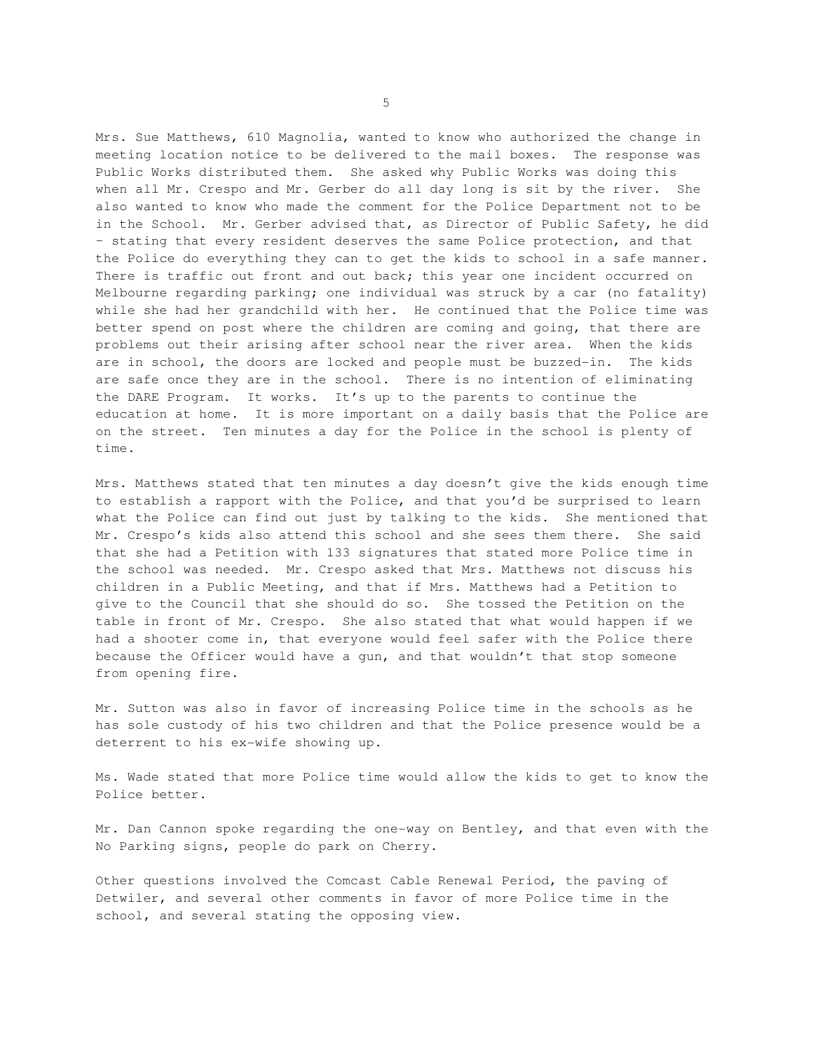Mrs. Sue Matthews, 610 Magnolia, wanted to know who authorized the change in meeting location notice to be delivered to the mail boxes. The response was Public Works distributed them. She asked why Public Works was doing this when all Mr. Crespo and Mr. Gerber do all day long is sit by the river. She also wanted to know who made the comment for the Police Department not to be in the School. Mr. Gerber advised that, as Director of Public Safety, he did – stating that every resident deserves the same Police protection, and that the Police do everything they can to get the kids to school in a safe manner. There is traffic out front and out back; this year one incident occurred on Melbourne regarding parking; one individual was struck by a car (no fatality) while she had her grandchild with her. He continued that the Police time was better spend on post where the children are coming and going, that there are problems out their arising after school near the river area. When the kids are in school, the doors are locked and people must be buzzed-in. The kids are safe once they are in the school. There is no intention of eliminating the DARE Program. It works. It's up to the parents to continue the education at home. It is more important on a daily basis that the Police are on the street. Ten minutes a day for the Police in the school is plenty of time.

Mrs. Matthews stated that ten minutes a day doesn't give the kids enough time to establish a rapport with the Police, and that you'd be surprised to learn what the Police can find out just by talking to the kids. She mentioned that Mr. Crespo's kids also attend this school and she sees them there. She said that she had a Petition with 133 signatures that stated more Police time in the school was needed. Mr. Crespo asked that Mrs. Matthews not discuss his children in a Public Meeting, and that if Mrs. Matthews had a Petition to give to the Council that she should do so. She tossed the Petition on the table in front of Mr. Crespo. She also stated that what would happen if we had a shooter come in, that everyone would feel safer with the Police there because the Officer would have a gun, and that wouldn't that stop someone from opening fire.

Mr. Sutton was also in favor of increasing Police time in the schools as he has sole custody of his two children and that the Police presence would be a deterrent to his ex-wife showing up.

Ms. Wade stated that more Police time would allow the kids to get to know the Police better.

Mr. Dan Cannon spoke regarding the one-way on Bentley, and that even with the No Parking signs, people do park on Cherry.

Other questions involved the Comcast Cable Renewal Period, the paving of Detwiler, and several other comments in favor of more Police time in the school, and several stating the opposing view.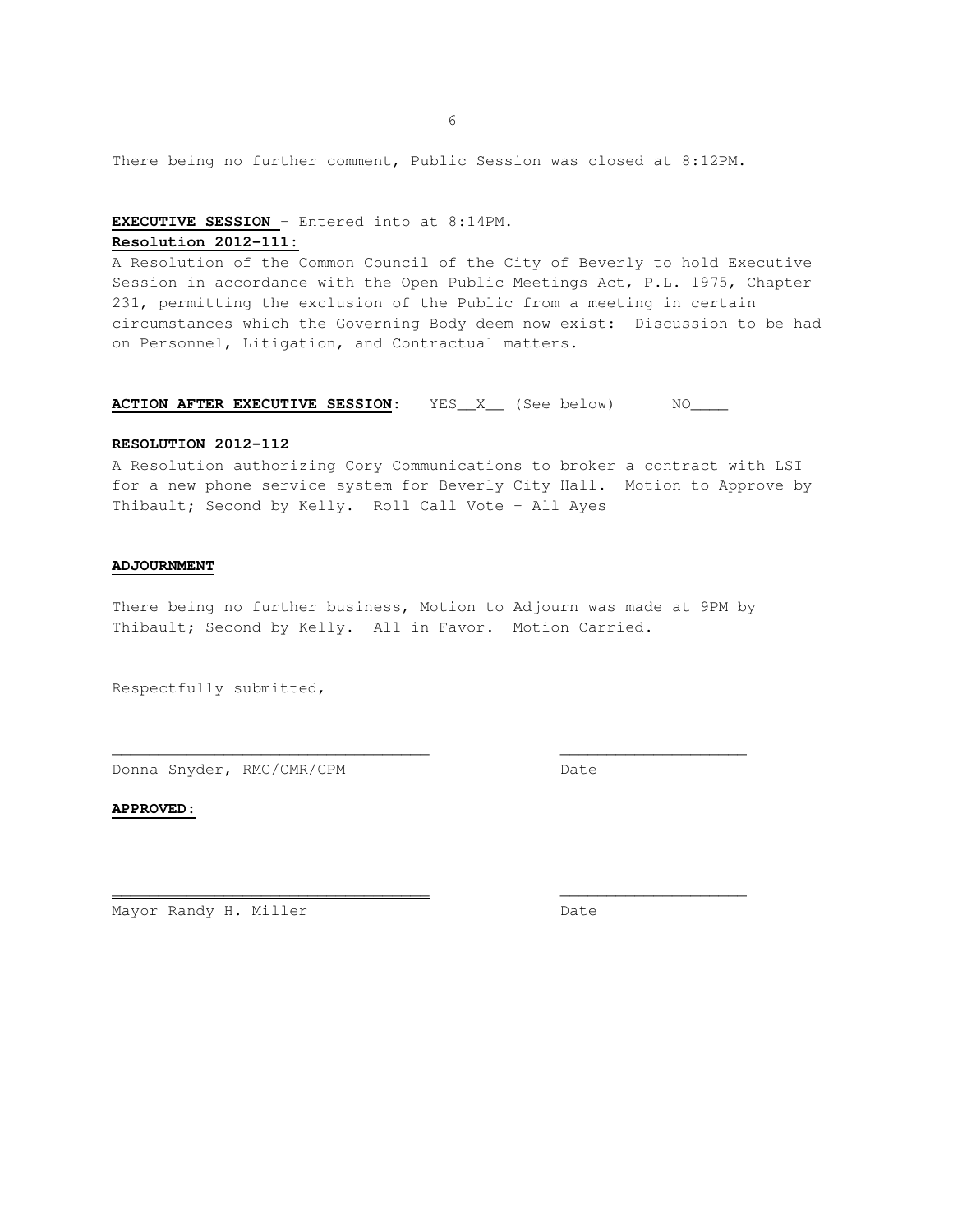There being no further comment, Public Session was closed at 8:12PM.

**EXECUTIVE SESSION** – Entered into at 8:14PM.

**Resolution 2012-111:**

A Resolution of the Common Council of the City of Beverly to hold Executive Session in accordance with the Open Public Meetings Act, P.L. 1975, Chapter 231, permitting the exclusion of the Public from a meeting in certain circumstances which the Governing Body deem now exist: Discussion to be had on Personnel, Litigation, and Contractual matters.

**ACTION AFTER EXECUTIVE SESSION**: YES__X__ (See below) NO____

**RESOLUTION 2012-112**

A Resolution authorizing Cory Communications to broker a contract with LSI for a new phone service system for Beverly City Hall. Motion to Approve by Thibault; Second by Kelly. Roll Call Vote – All Ayes

**ADJOURNMENT**

There being no further business, Motion to Adjourn was made at 9PM by Thibault; Second by Kelly. All in Favor. Motion Carried.

Respectfully submitted,

_________________________________ ____________________

Donna Snyder, RMC/CMR/CPM Date

**APPROVED:**

_________________________________ ____________________

Mayor Randy H. Miller Date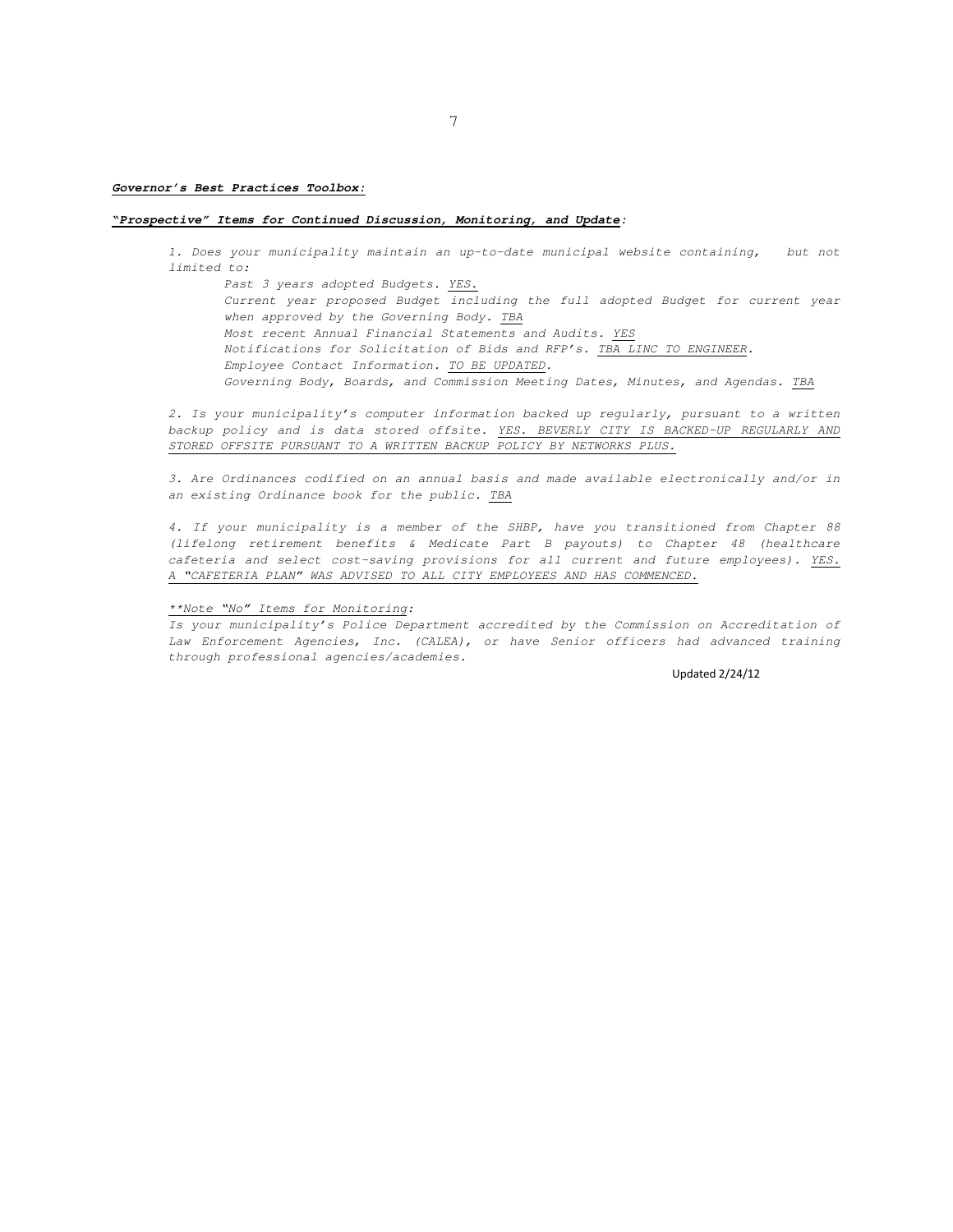***Governor's Best Practices Toolbox:***

***"Prospective" Items for Continued Discussion, Monitoring, and Update:***

*1. Does your municipality maintain an up-to-date municipal website containing, but not limited to:*

*Past 3 years adopted Budgets. YES.*

*Current year proposed Budget including the full adopted Budget for current year when approved by the Governing Body. TBA*

*Most recent Annual Financial Statements and Audits. YES*

*Notifications for Solicitation of Bids and RFP's. TBA LINC TO ENGINEER.*

*Employee Contact Information. TO BE UPDATED.*

*Governing Body, Boards, and Commission Meeting Dates, Minutes, and Agendas. TBA*

*2. Is your municipality's computer information backed up regularly, pursuant to a written backup policy and is data stored offsite. YES. BEVERLY CITY IS BACKED-UP REGULARLY AND STORED OFFSITE PURSUANT TO A WRITTEN BACKUP POLICY BY NETWORKS PLUS.*

*3. Are Ordinances codified on an annual basis and made available electronically and/or in an existing Ordinance book for the public. TBA*

*4. If your municipality is a member of the SHBP, have you transitioned from Chapter 88 (lifelong retirement benefits & Medicate Part B payouts) to Chapter 48 (healthcare cafeteria and select cost-saving provisions for all current and future employees). YES. A "CAFETERIA PLAN" WAS ADVISED TO ALL CITY EMPLOYEES AND HAS COMMENCED.*

*\*\*Note "No" Items for Monitoring:*

*Is your municipality's Police Department accredited by the Commission on Accreditation of Law Enforcement Agencies, Inc. (CALEA), or have Senior officers had advanced training through professional agencies/academies.*

Updated 2/24/12